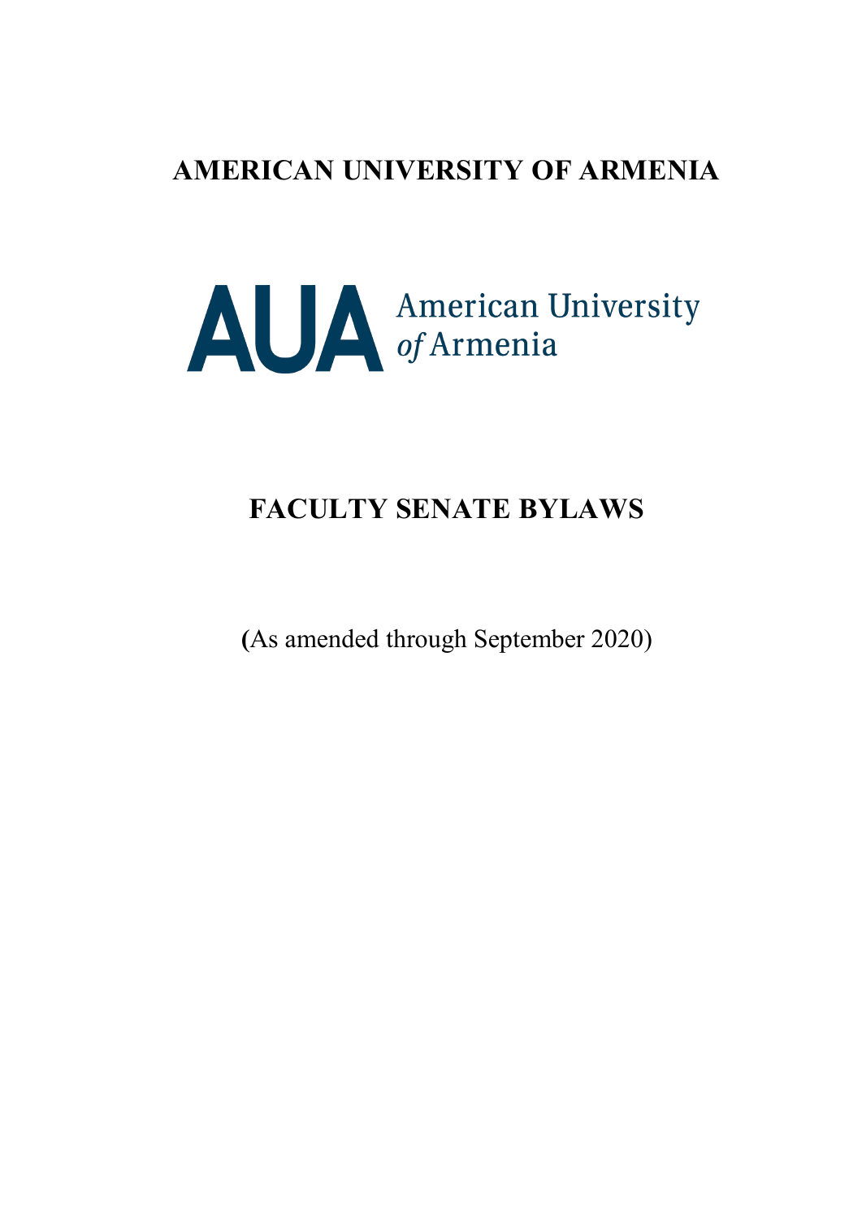# AMERICAN UNIVERSITY OF ARMENIA

AUA American University of Armenia

# FACULTY SENATE BYLAWS

(As amended through September 2020)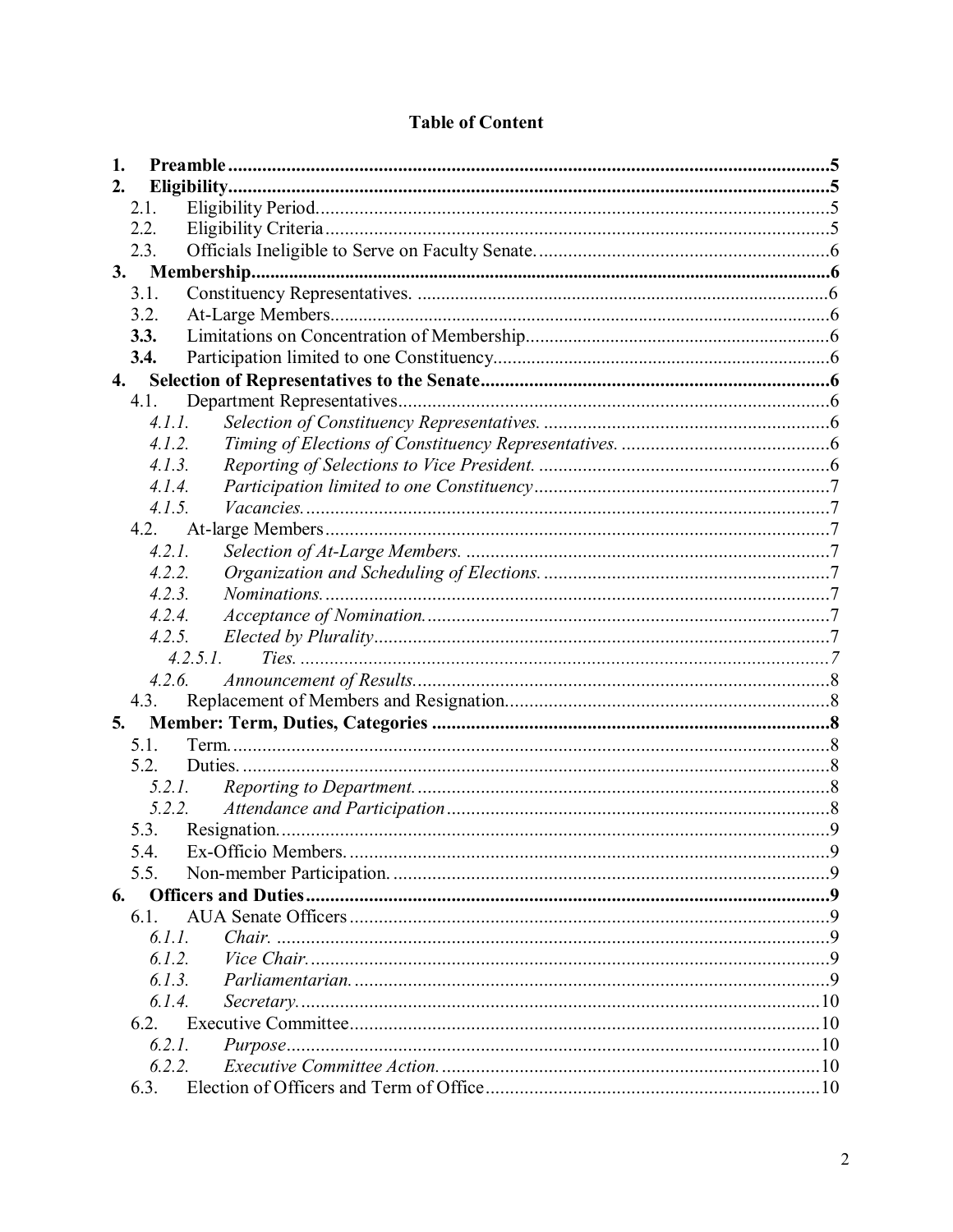# Table of Content

**1. Preamble** .......... **5**
**2. Eligibility** .......... **5**
- 2.1. Eligibility Period .......... 5
- 2.2. Eligibility Criteria .......... 5
- 2.3. Officials Ineligible to Serve on Faculty Senate. .......... 6

**3. Membership** .......... **6**
- 3.1. Constituency Representatives. .......... 6
- 3.2. At-Large Members .......... 6
- **3.3.** Limitations on Concentration of Membership .......... 6
- **3.4.** Participation limited to one Constituency .......... 6

**4. Selection of Representatives to the Senate** .......... **6**
- 4.1. Department Representatives .......... 6
  - *4.1.1. Selection of Constituency Representatives.* .......... 6
  - *4.1.2. Timing of Elections of Constituency Representatives.* .......... 6
  - *4.1.3. Reporting of Selections to Vice President.* .......... 6
  - *4.1.4. Participation limited to one Constituency* .......... 7
  - *4.1.5. Vacancies.* .......... 7
- 4.2. At-large Members .......... 7
  - *4.2.1. Selection of At-Large Members.* .......... 7
  - *4.2.2. Organization and Scheduling of Elections.* .......... 7
  - *4.2.3. Nominations.* .......... 7
  - *4.2.4. Acceptance of Nomination.* .......... 7
  - *4.2.5. Elected by Plurality* .......... 7
    - *4.2.5.1. Ties.* .......... 7
  - *4.2.6. Announcement of Results.* .......... 8
- 4.3. Replacement of Members and Resignation .......... 8

**5. Member: Term, Duties, Categories** .......... **8**
- 5.1. Term. .......... 8
- 5.2. Duties. .......... 8
  - *5.2.1. Reporting to Department.* .......... 8
  - *5.2.2. Attendance and Participation* .......... 8
- 5.3. Resignation. .......... 9
- 5.4. Ex-Officio Members. .......... 9
- 5.5. Non-member Participation. .......... 9

**6. Officers and Duties** .......... **9**
- 6.1. AUA Senate Officers .......... 9
  - *6.1.1. Chair.* .......... 9
  - *6.1.2. Vice Chair.* .......... 9
  - *6.1.3. Parliamentarian.* .......... 9
  - *6.1.4. Secretary.* .......... 10
- 6.2. Executive Committee .......... 10
  - *6.2.1. Purpose* .......... 10
  - *6.2.2. Executive Committee Action.* .......... 10
- 6.3. Election of Officers and Term of Office .......... 10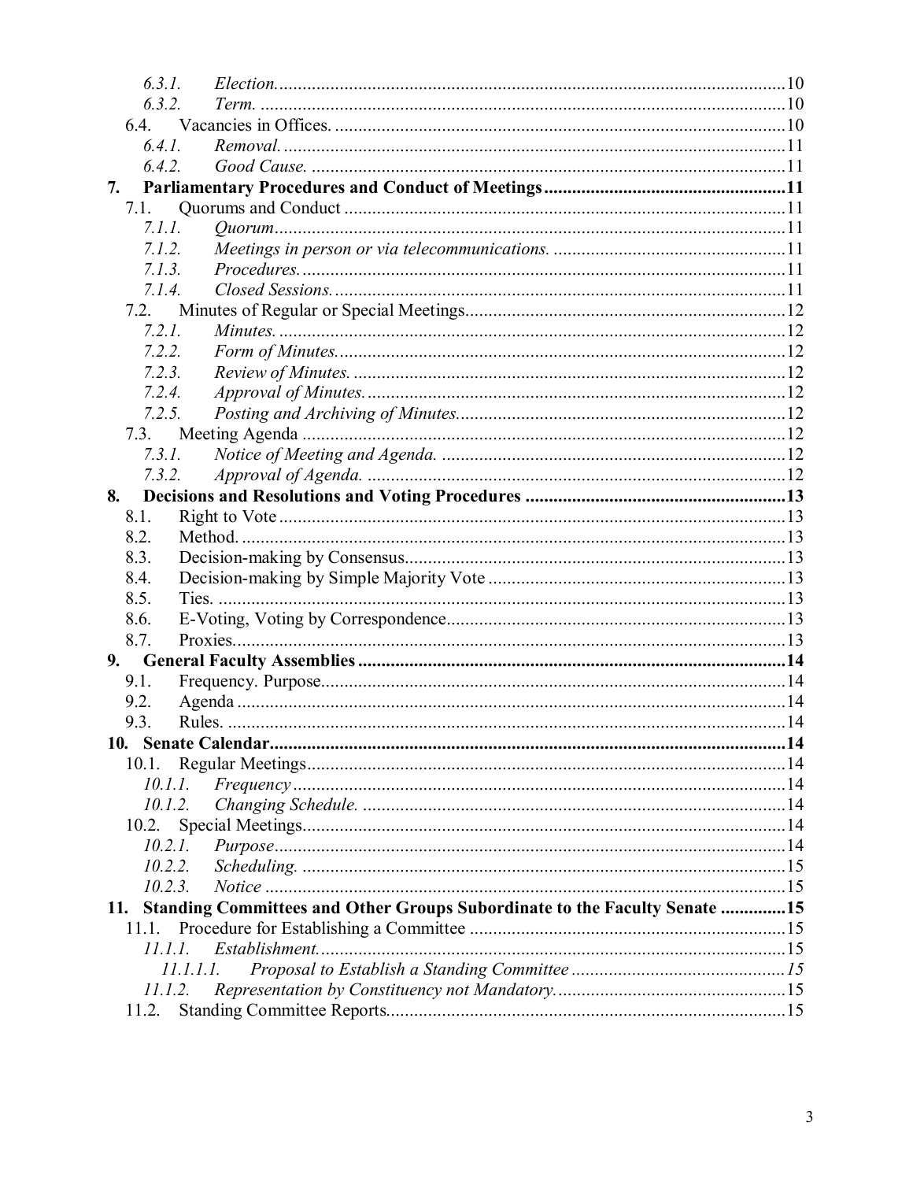6.3.1. *Election.* ..... 10
6.3.2. *Term.* ..... 10
6.4. Vacancies in Offices. ..... 10
6.4.1. *Removal.* ..... 11
6.4.2. *Good Cause.* ..... 11

**7. Parliamentary Procedures and Conduct of Meetings ..... 11**

7.1. Quorums and Conduct ..... 11
7.1.1. *Quorum* ..... 11
7.1.2. *Meetings in person or via telecommunications.* ..... 11
7.1.3. *Procedures.* ..... 11
7.1.4. *Closed Sessions.* ..... 11
7.2. Minutes of Regular or Special Meetings ..... 12
7.2.1. *Minutes.* ..... 12
7.2.2. *Form of Minutes.* ..... 12
7.2.3. *Review of Minutes.* ..... 12
7.2.4. *Approval of Minutes.* ..... 12
7.2.5. *Posting and Archiving of Minutes.* ..... 12
7.3. Meeting Agenda ..... 12
7.3.1. *Notice of Meeting and Agenda.* ..... 12
7.3.2. *Approval of Agenda.* ..... 12

**8. Decisions and Resolutions and Voting Procedures ..... 13**

8.1. Right to Vote ..... 13
8.2. Method. ..... 13
8.3. Decision-making by Consensus ..... 13
8.4. Decision-making by Simple Majority Vote ..... 13
8.5. Ties. ..... 13
8.6. E-Voting, Voting by Correspondence ..... 13
8.7. Proxies. ..... 13

**9. General Faculty Assemblies ..... 14**

9.1. Frequency. Purpose. ..... 14
9.2. Agenda ..... 14
9.3. Rules. ..... 14

**10. Senate Calendar ..... 14**

10.1. Regular Meetings ..... 14
10.1.1. *Frequency* ..... 14
10.1.2. *Changing Schedule.* ..... 14
10.2. Special Meetings ..... 14
10.2.1. *Purpose* ..... 14
10.2.2. *Scheduling.* ..... 15
10.2.3. *Notice* ..... 15

**11. Standing Committees and Other Groups Subordinate to the Faculty Senate ..... 15**

11.1. Procedure for Establishing a Committee ..... 15
11.1.1. *Establishment.* ..... 15
11.1.1.1. *Proposal to Establish a Standing Committee* ..... 15
11.1.2. *Representation by Constituency not Mandatory.* ..... 15
11.2. Standing Committee Reports ..... 15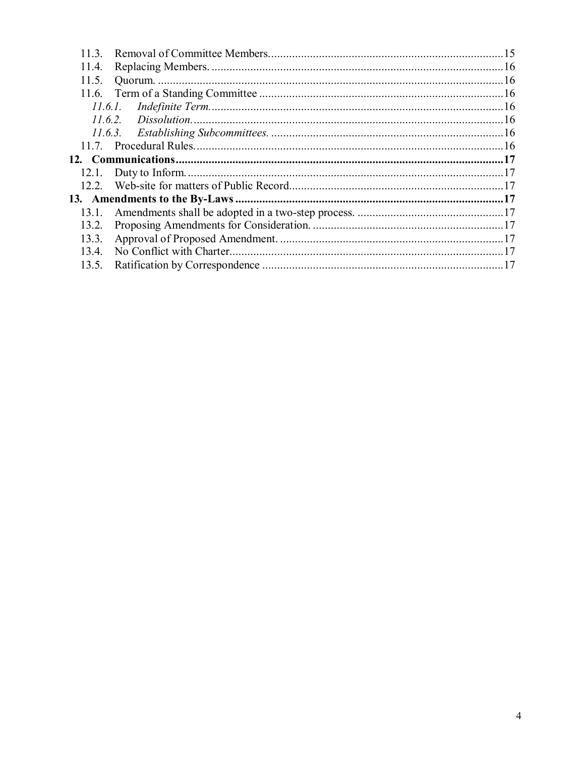11.3. Removal of Committee Members....15
11.4. Replacing Members....16
11.5. Quorum....16
11.6. Term of a Standing Committee....16
*11.6.1. Indefinite Term.*....16
*11.6.2. Dissolution.*....16
*11.6.3. Establishing Subcommittees.*....16
11.7. Procedural Rules....16
**12. Communications....17**
12.1. Duty to Inform....17
12.2. Web-site for matters of Public Record....17
**13. Amendments to the By-Laws....17**
13.1. Amendments shall be adopted in a two-step process....17
13.2. Proposing Amendments for Consideration....17
13.3. Approval of Proposed Amendment....17
13.4. No Conflict with Charter....17
13.5. Ratification by Correspondence....17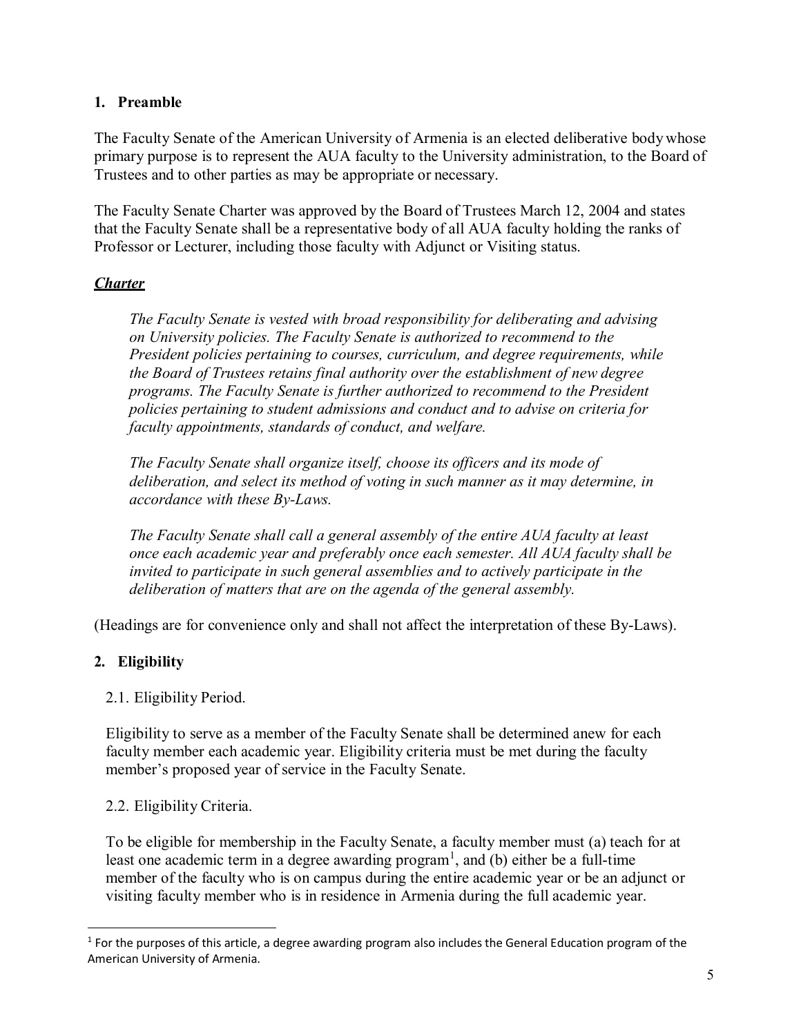## 1. Preamble

The Faculty Senate of the American University of Armenia is an elected deliberative body whose primary purpose is to represent the AUA faculty to the University administration, to the Board of Trustees and to other parties as may be appropriate or necessary.

The Faculty Senate Charter was approved by the Board of Trustees March 12, 2004 and states that the Faculty Senate shall be a representative body of all AUA faculty holding the ranks of Professor or Lecturer, including those faculty with Adjunct or Visiting status.

***Charter***

> *The Faculty Senate is vested with broad responsibility for deliberating and advising on University policies. The Faculty Senate is authorized to recommend to the President policies pertaining to courses, curriculum, and degree requirements, while the Board of Trustees retains final authority over the establishment of new degree programs. The Faculty Senate is further authorized to recommend to the President policies pertaining to student admissions and conduct and to advise on criteria for faculty appointments, standards of conduct, and welfare.*
>
> *The Faculty Senate shall organize itself, choose its officers and its mode of deliberation, and select its method of voting in such manner as it may determine, in accordance with these By-Laws.*
>
> *The Faculty Senate shall call a general assembly of the entire AUA faculty at least once each academic year and preferably once each semester. All AUA faculty shall be invited to participate in such general assemblies and to actively participate in the deliberation of matters that are on the agenda of the general assembly.*

(Headings are for convenience only and shall not affect the interpretation of these By-Laws).

## 2. Eligibility

2.1. Eligibility Period.

Eligibility to serve as a member of the Faculty Senate shall be determined anew for each faculty member each academic year. Eligibility criteria must be met during the faculty member's proposed year of service in the Faculty Senate.

2.2. Eligibility Criteria.

To be eligible for membership in the Faculty Senate, a faculty member must (a) teach for at least one academic term in a degree awarding program[1], and (b) either be a full-time member of the faculty who is on campus during the entire academic year or be an adjunct or visiting faculty member who is in residence in Armenia during the full academic year.

---

[1] For the purposes of this article, a degree awarding program also includes the General Education program of the American University of Armenia.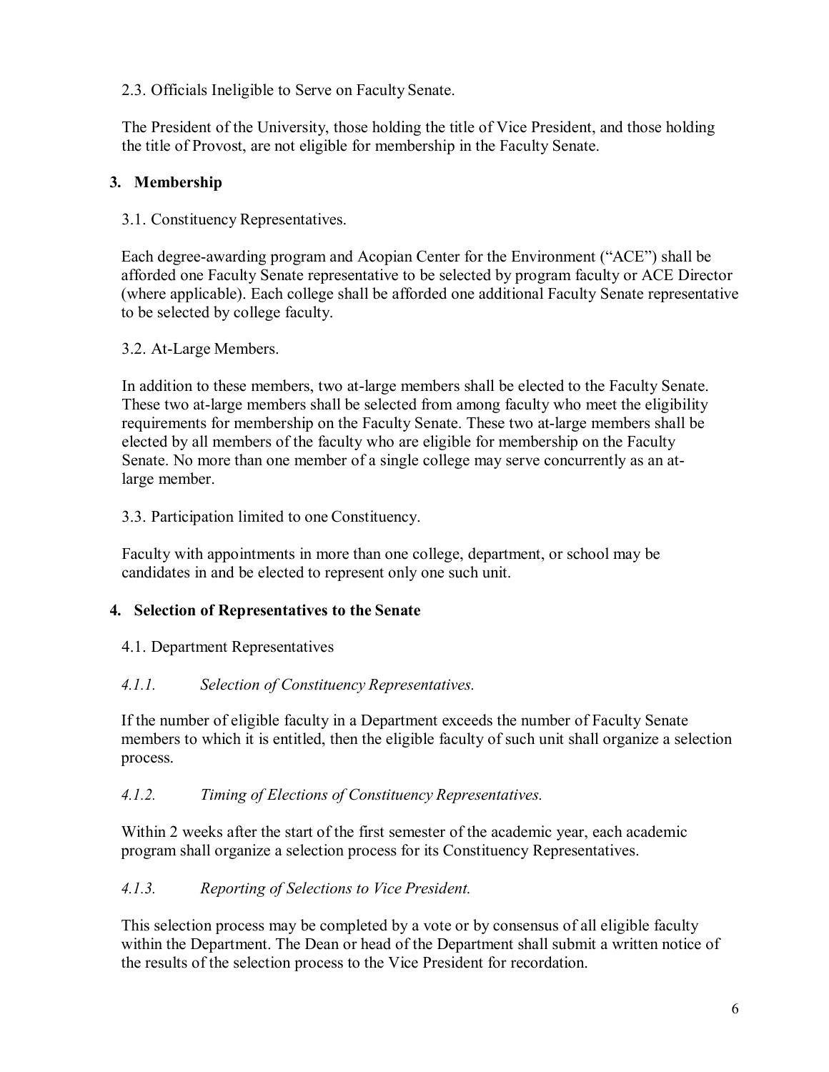2.3. Officials Ineligible to Serve on Faculty Senate.

The President of the University, those holding the title of Vice President, and those holding the title of Provost, are not eligible for membership in the Faculty Senate.

## 3. Membership

3.1. Constituency Representatives.

Each degree-awarding program and Acopian Center for the Environment ("ACE") shall be afforded one Faculty Senate representative to be selected by program faculty or ACE Director (where applicable). Each college shall be afforded one additional Faculty Senate representative to be selected by college faculty.

3.2. At-Large Members.

In addition to these members, two at-large members shall be elected to the Faculty Senate. These two at-large members shall be selected from among faculty who meet the eligibility requirements for membership on the Faculty Senate. These two at-large members shall be elected by all members of the faculty who are eligible for membership on the Faculty Senate. No more than one member of a single college may serve concurrently as an at-large member.

3.3. Participation limited to one Constituency.

Faculty with appointments in more than one college, department, or school may be candidates in and be elected to represent only one such unit.

## 4. Selection of Representatives to the Senate

4.1. Department Representatives

*4.1.1. Selection of Constituency Representatives.*

If the number of eligible faculty in a Department exceeds the number of Faculty Senate members to which it is entitled, then the eligible faculty of such unit shall organize a selection process.

*4.1.2. Timing of Elections of Constituency Representatives.*

Within 2 weeks after the start of the first semester of the academic year, each academic program shall organize a selection process for its Constituency Representatives.

*4.1.3. Reporting of Selections to Vice President.*

This selection process may be completed by a vote or by consensus of all eligible faculty within the Department. The Dean or head of the Department shall submit a written notice of the results of the selection process to the Vice President for recordation.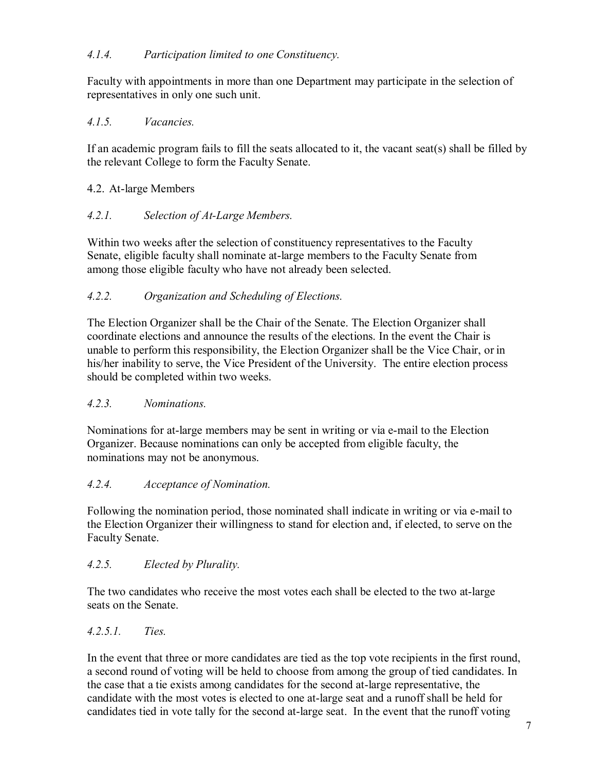### *4.1.4. Participation limited to one Constituency.*

Faculty with appointments in more than one Department may participate in the selection of representatives in only one such unit.

### *4.1.5. Vacancies.*

If an academic program fails to fill the seats allocated to it, the vacant seat(s) shall be filled by the relevant College to form the Faculty Senate.

## 4.2. At-large Members

### *4.2.1. Selection of At-Large Members.*

Within two weeks after the selection of constituency representatives to the Faculty Senate, eligible faculty shall nominate at-large members to the Faculty Senate from among those eligible faculty who have not already been selected.

### *4.2.2. Organization and Scheduling of Elections.*

The Election Organizer shall be the Chair of the Senate. The Election Organizer shall coordinate elections and announce the results of the elections. In the event the Chair is unable to perform this responsibility, the Election Organizer shall be the Vice Chair, or in his/her inability to serve, the Vice President of the University. The entire election process should be completed within two weeks.

### *4.2.3. Nominations.*

Nominations for at-large members may be sent in writing or via e-mail to the Election Organizer. Because nominations can only be accepted from eligible faculty, the nominations may not be anonymous.

### *4.2.4. Acceptance of Nomination.*

Following the nomination period, those nominated shall indicate in writing or via e-mail to the Election Organizer their willingness to stand for election and, if elected, to serve on the Faculty Senate.

### *4.2.5. Elected by Plurality.*

The two candidates who receive the most votes each shall be elected to the two at-large seats on the Senate.

#### *4.2.5.1. Ties.*

In the event that three or more candidates are tied as the top vote recipients in the first round, a second round of voting will be held to choose from among the group of tied candidates. In the case that a tie exists among candidates for the second at-large representative, the candidate with the most votes is elected to one at-large seat and a runoff shall be held for candidates tied in vote tally for the second at-large seat. In the event that the runoff voting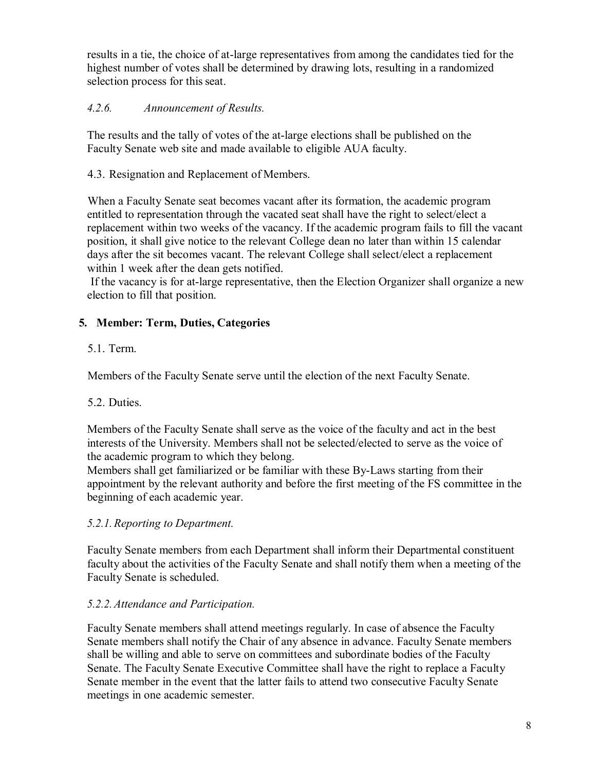results in a tie, the choice of at-large representatives from among the candidates tied for the highest number of votes shall be determined by drawing lots, resulting in a randomized selection process for this seat.

*4.2.6. Announcement of Results.*

The results and the tally of votes of the at-large elections shall be published on the Faculty Senate web site and made available to eligible AUA faculty.

4.3. Resignation and Replacement of Members.

When a Faculty Senate seat becomes vacant after its formation, the academic program entitled to representation through the vacated seat shall have the right to select/elect a replacement within two weeks of the vacancy. If the academic program fails to fill the vacant position, it shall give notice to the relevant College dean no later than within 15 calendar days after the sit becomes vacant. The relevant College shall select/elect a replacement within 1 week after the dean gets notified.

If the vacancy is for at-large representative, then the Election Organizer shall organize a new election to fill that position.

## 5. Member: Term, Duties, Categories

5.1. Term.

Members of the Faculty Senate serve until the election of the next Faculty Senate.

5.2. Duties.

Members of the Faculty Senate shall serve as the voice of the faculty and act in the best interests of the University. Members shall not be selected/elected to serve as the voice of the academic program to which they belong.

Members shall get familiarized or be familiar with these By-Laws starting from their appointment by the relevant authority and before the first meeting of the FS committee in the beginning of each academic year.

*5.2.1. Reporting to Department.*

Faculty Senate members from each Department shall inform their Departmental constituent faculty about the activities of the Faculty Senate and shall notify them when a meeting of the Faculty Senate is scheduled.

*5.2.2. Attendance and Participation.*

Faculty Senate members shall attend meetings regularly. In case of absence the Faculty Senate members shall notify the Chair of any absence in advance. Faculty Senate members shall be willing and able to serve on committees and subordinate bodies of the Faculty Senate. The Faculty Senate Executive Committee shall have the right to replace a Faculty Senate member in the event that the latter fails to attend two consecutive Faculty Senate meetings in one academic semester.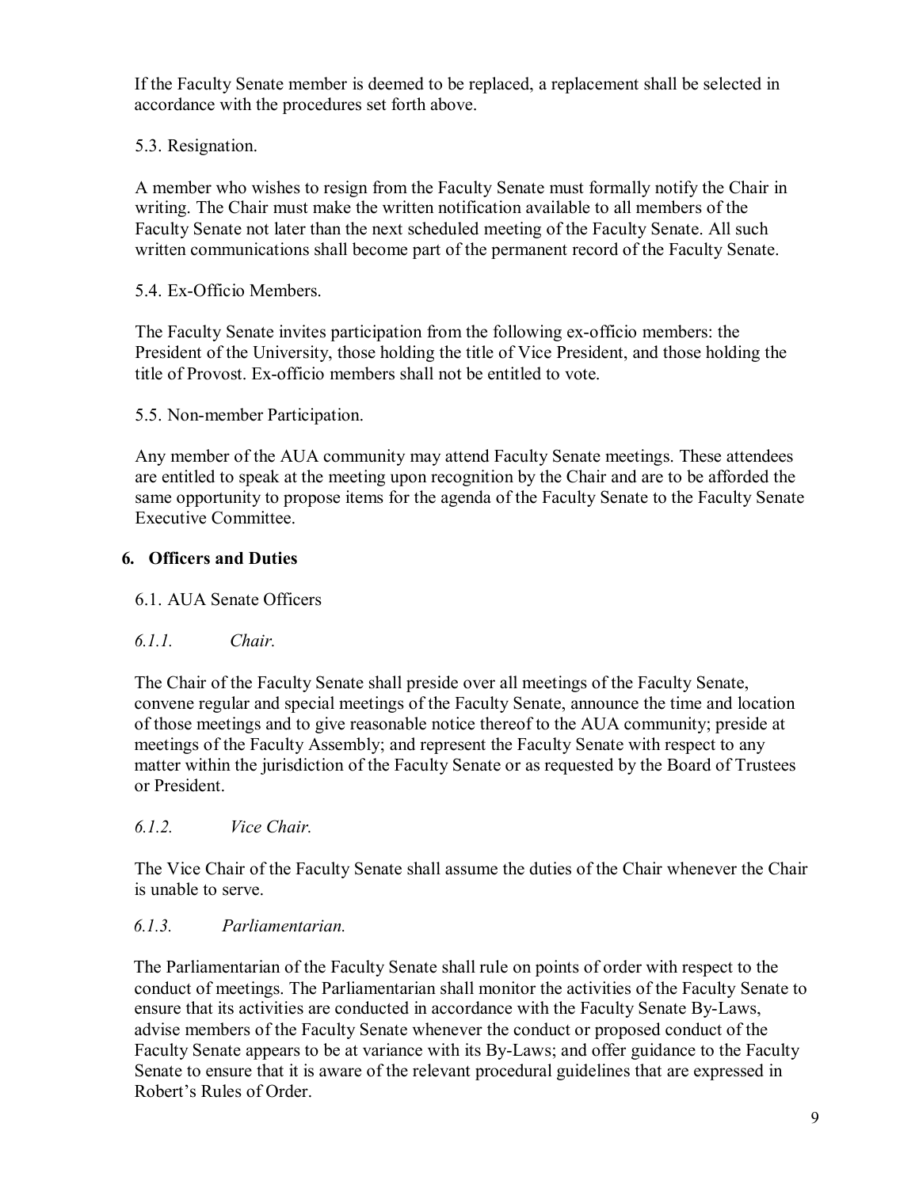If the Faculty Senate member is deemed to be replaced, a replacement shall be selected in accordance with the procedures set forth above.

5.3. Resignation.

A member who wishes to resign from the Faculty Senate must formally notify the Chair in writing. The Chair must make the written notification available to all members of the Faculty Senate not later than the next scheduled meeting of the Faculty Senate. All such written communications shall become part of the permanent record of the Faculty Senate.

5.4. Ex-Officio Members.

The Faculty Senate invites participation from the following ex-officio members: the President of the University, those holding the title of Vice President, and those holding the title of Provost. Ex-officio members shall not be entitled to vote.

5.5. Non-member Participation.

Any member of the AUA community may attend Faculty Senate meetings. These attendees are entitled to speak at the meeting upon recognition by the Chair and are to be afforded the same opportunity to propose items for the agenda of the Faculty Senate to the Faculty Senate Executive Committee.

## 6. Officers and Duties

6.1. AUA Senate Officers

*6.1.1. Chair.*

The Chair of the Faculty Senate shall preside over all meetings of the Faculty Senate, convene regular and special meetings of the Faculty Senate, announce the time and location of those meetings and to give reasonable notice thereof to the AUA community; preside at meetings of the Faculty Assembly; and represent the Faculty Senate with respect to any matter within the jurisdiction of the Faculty Senate or as requested by the Board of Trustees or President.

*6.1.2. Vice Chair.*

The Vice Chair of the Faculty Senate shall assume the duties of the Chair whenever the Chair is unable to serve.

*6.1.3. Parliamentarian.*

The Parliamentarian of the Faculty Senate shall rule on points of order with respect to the conduct of meetings. The Parliamentarian shall monitor the activities of the Faculty Senate to ensure that its activities are conducted in accordance with the Faculty Senate By-Laws, advise members of the Faculty Senate whenever the conduct or proposed conduct of the Faculty Senate appears to be at variance with its By-Laws; and offer guidance to the Faculty Senate to ensure that it is aware of the relevant procedural guidelines that are expressed in Robert's Rules of Order.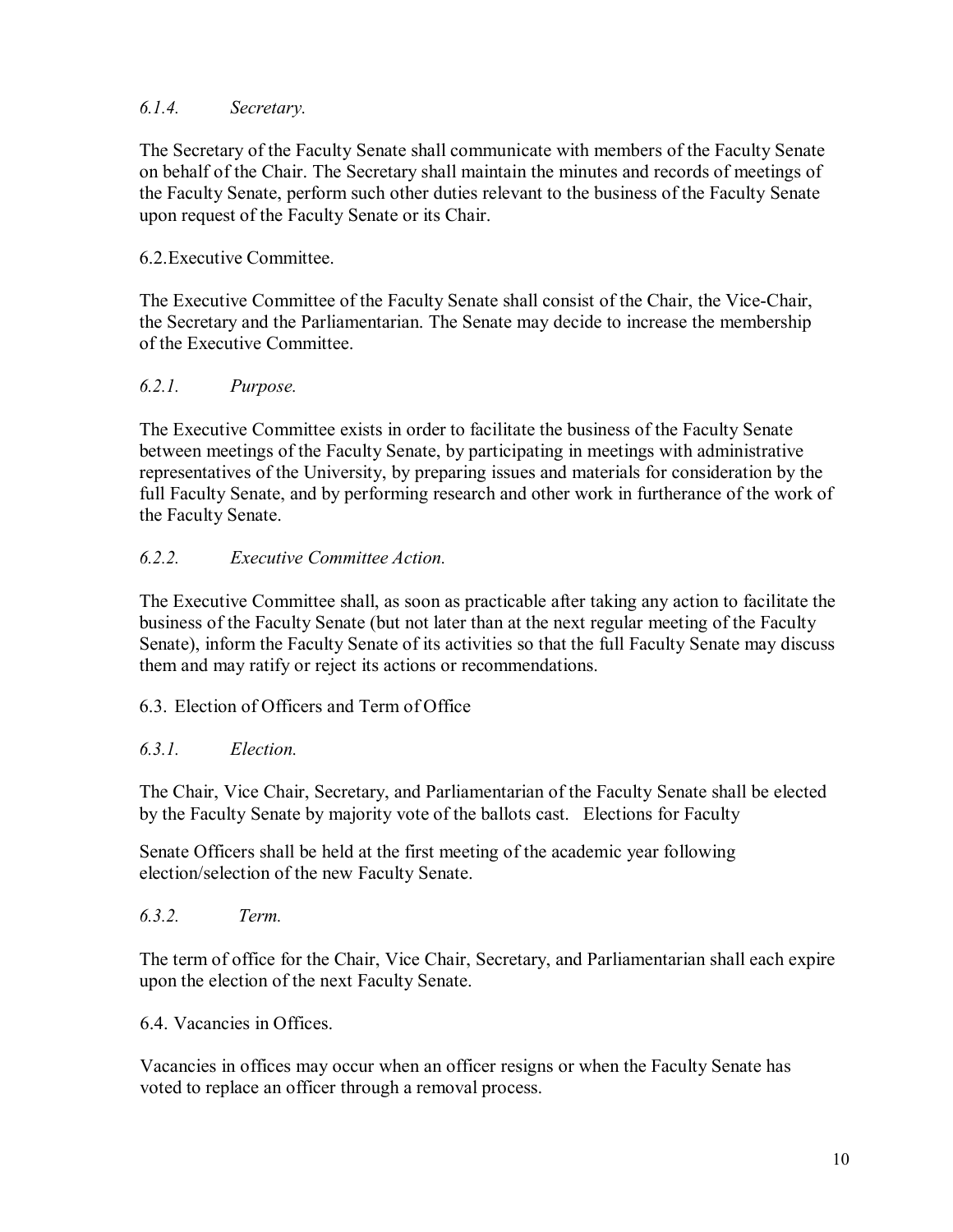*6.1.4. Secretary.*

The Secretary of the Faculty Senate shall communicate with members of the Faculty Senate on behalf of the Chair. The Secretary shall maintain the minutes and records of meetings of the Faculty Senate, perform such other duties relevant to the business of the Faculty Senate upon request of the Faculty Senate or its Chair.

6.2.Executive Committee.

The Executive Committee of the Faculty Senate shall consist of the Chair, the Vice-Chair, the Secretary and the Parliamentarian. The Senate may decide to increase the membership of the Executive Committee.

*6.2.1. Purpose.*

The Executive Committee exists in order to facilitate the business of the Faculty Senate between meetings of the Faculty Senate, by participating in meetings with administrative representatives of the University, by preparing issues and materials for consideration by the full Faculty Senate, and by performing research and other work in furtherance of the work of the Faculty Senate.

*6.2.2. Executive Committee Action.*

The Executive Committee shall, as soon as practicable after taking any action to facilitate the business of the Faculty Senate (but not later than at the next regular meeting of the Faculty Senate), inform the Faculty Senate of its activities so that the full Faculty Senate may discuss them and may ratify or reject its actions or recommendations.

6.3. Election of Officers and Term of Office

*6.3.1. Election.*

The Chair, Vice Chair, Secretary, and Parliamentarian of the Faculty Senate shall be elected by the Faculty Senate by majority vote of the ballots cast. Elections for Faculty

Senate Officers shall be held at the first meeting of the academic year following election/selection of the new Faculty Senate.

*6.3.2. Term.*

The term of office for the Chair, Vice Chair, Secretary, and Parliamentarian shall each expire upon the election of the next Faculty Senate.

6.4. Vacancies in Offices.

Vacancies in offices may occur when an officer resigns or when the Faculty Senate has voted to replace an officer through a removal process.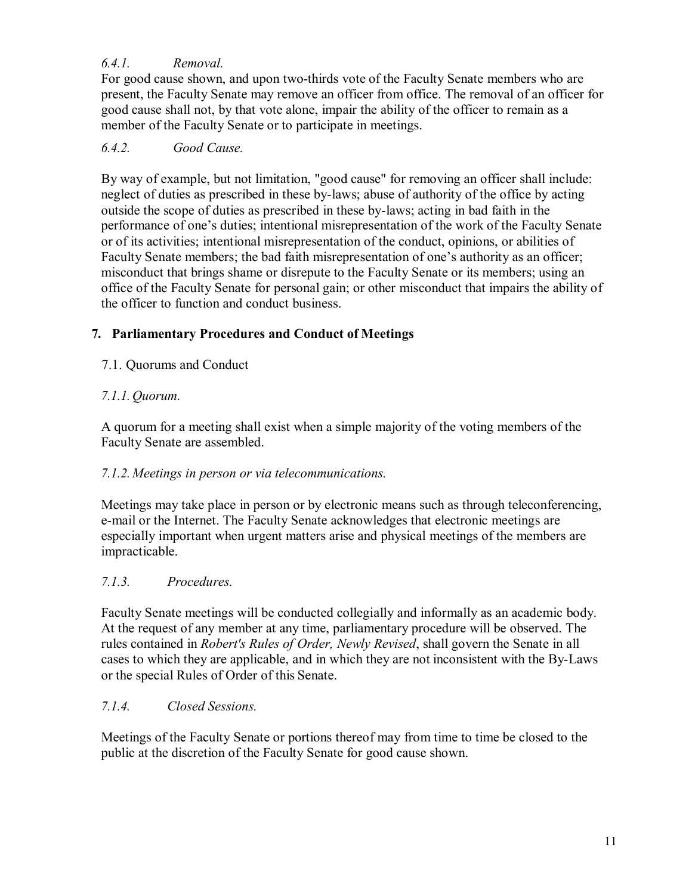*6.4.1. Removal.*

For good cause shown, and upon two-thirds vote of the Faculty Senate members who are present, the Faculty Senate may remove an officer from office. The removal of an officer for good cause shall not, by that vote alone, impair the ability of the officer to remain as a member of the Faculty Senate or to participate in meetings.

*6.4.2. Good Cause.*

By way of example, but not limitation, "good cause" for removing an officer shall include: neglect of duties as prescribed in these by-laws; abuse of authority of the office by acting outside the scope of duties as prescribed in these by-laws; acting in bad faith in the performance of one's duties; intentional misrepresentation of the work of the Faculty Senate or of its activities; intentional misrepresentation of the conduct, opinions, or abilities of Faculty Senate members; the bad faith misrepresentation of one's authority as an officer; misconduct that brings shame or disrepute to the Faculty Senate or its members; using an office of the Faculty Senate for personal gain; or other misconduct that impairs the ability of the officer to function and conduct business.

## 7. Parliamentary Procedures and Conduct of Meetings

### 7.1. Quorums and Conduct

*7.1.1. Quorum.*

A quorum for a meeting shall exist when a simple majority of the voting members of the Faculty Senate are assembled.

*7.1.2. Meetings in person or via telecommunications.*

Meetings may take place in person or by electronic means such as through teleconferencing, e-mail or the Internet. The Faculty Senate acknowledges that electronic meetings are especially important when urgent matters arise and physical meetings of the members are impracticable.

*7.1.3. Procedures.*

Faculty Senate meetings will be conducted collegially and informally as an academic body. At the request of any member at any time, parliamentary procedure will be observed. The rules contained in *Robert's Rules of Order, Newly Revised*, shall govern the Senate in all cases to which they are applicable, and in which they are not inconsistent with the By-Laws or the special Rules of Order of this Senate.

*7.1.4. Closed Sessions.*

Meetings of the Faculty Senate or portions thereof may from time to time be closed to the public at the discretion of the Faculty Senate for good cause shown.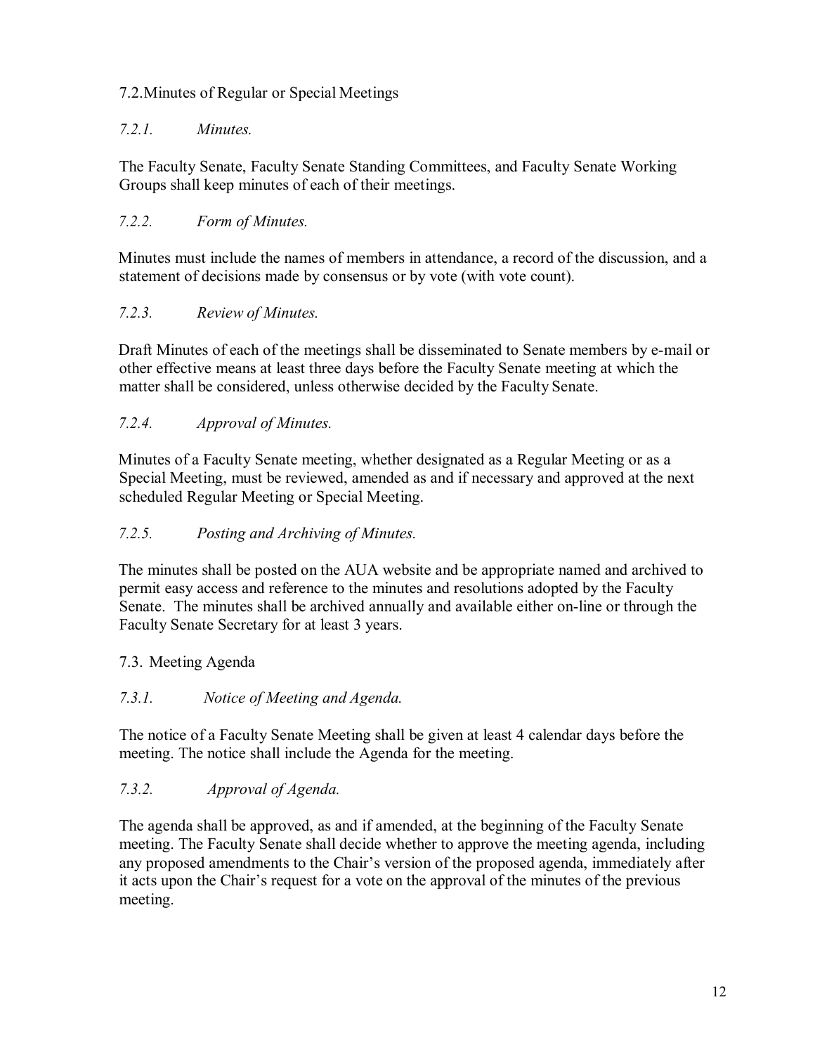## 7.2. Minutes of Regular or Special Meetings

### *7.2.1. Minutes.*

The Faculty Senate, Faculty Senate Standing Committees, and Faculty Senate Working Groups shall keep minutes of each of their meetings.

### *7.2.2. Form of Minutes.*

Minutes must include the names of members in attendance, a record of the discussion, and a statement of decisions made by consensus or by vote (with vote count).

### *7.2.3. Review of Minutes.*

Draft Minutes of each of the meetings shall be disseminated to Senate members by e-mail or other effective means at least three days before the Faculty Senate meeting at which the matter shall be considered, unless otherwise decided by the Faculty Senate.

### *7.2.4. Approval of Minutes.*

Minutes of a Faculty Senate meeting, whether designated as a Regular Meeting or as a Special Meeting, must be reviewed, amended as and if necessary and approved at the next scheduled Regular Meeting or Special Meeting.

### *7.2.5. Posting and Archiving of Minutes.*

The minutes shall be posted on the AUA website and be appropriate named and archived to permit easy access and reference to the minutes and resolutions adopted by the Faculty Senate. The minutes shall be archived annually and available either on-line or through the Faculty Senate Secretary for at least 3 years.

## 7.3. Meeting Agenda

### *7.3.1. Notice of Meeting and Agenda.*

The notice of a Faculty Senate Meeting shall be given at least 4 calendar days before the meeting. The notice shall include the Agenda for the meeting.

### *7.3.2. Approval of Agenda.*

The agenda shall be approved, as and if amended, at the beginning of the Faculty Senate meeting. The Faculty Senate shall decide whether to approve the meeting agenda, including any proposed amendments to the Chair's version of the proposed agenda, immediately after it acts upon the Chair's request for a vote on the approval of the minutes of the previous meeting.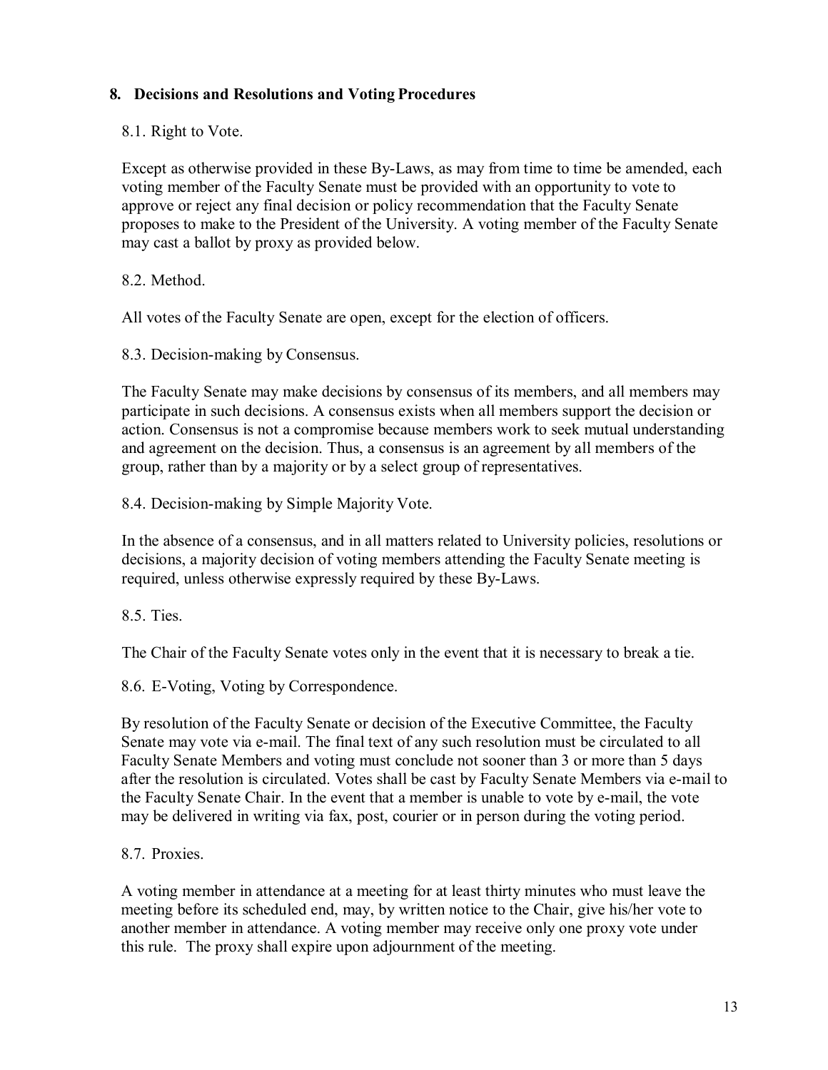## 8. Decisions and Resolutions and Voting Procedures

### 8.1. Right to Vote.

Except as otherwise provided in these By-Laws, as may from time to time be amended, each voting member of the Faculty Senate must be provided with an opportunity to vote to approve or reject any final decision or policy recommendation that the Faculty Senate proposes to make to the President of the University. A voting member of the Faculty Senate may cast a ballot by proxy as provided below.

### 8.2. Method.

All votes of the Faculty Senate are open, except for the election of officers.

### 8.3. Decision-making by Consensus.

The Faculty Senate may make decisions by consensus of its members, and all members may participate in such decisions. A consensus exists when all members support the decision or action. Consensus is not a compromise because members work to seek mutual understanding and agreement on the decision. Thus, a consensus is an agreement by all members of the group, rather than by a majority or by a select group of representatives.

### 8.4. Decision-making by Simple Majority Vote.

In the absence of a consensus, and in all matters related to University policies, resolutions or decisions, a majority decision of voting members attending the Faculty Senate meeting is required, unless otherwise expressly required by these By-Laws.

### 8.5. Ties.

The Chair of the Faculty Senate votes only in the event that it is necessary to break a tie.

### 8.6. E-Voting, Voting by Correspondence.

By resolution of the Faculty Senate or decision of the Executive Committee, the Faculty Senate may vote via e-mail. The final text of any such resolution must be circulated to all Faculty Senate Members and voting must conclude not sooner than 3 or more than 5 days after the resolution is circulated. Votes shall be cast by Faculty Senate Members via e-mail to the Faculty Senate Chair. In the event that a member is unable to vote by e-mail, the vote may be delivered in writing via fax, post, courier or in person during the voting period.

### 8.7. Proxies.

A voting member in attendance at a meeting for at least thirty minutes who must leave the meeting before its scheduled end, may, by written notice to the Chair, give his/her vote to another member in attendance. A voting member may receive only one proxy vote under this rule. The proxy shall expire upon adjournment of the meeting.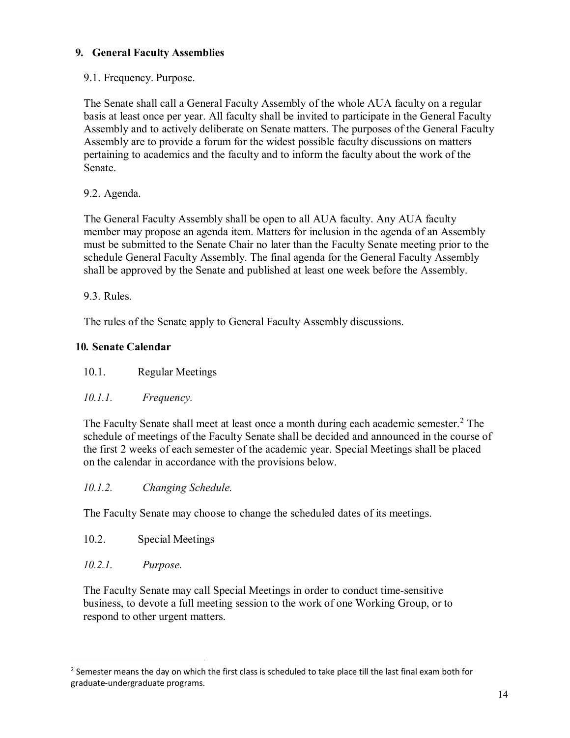## 9. General Faculty Assemblies

9.1. Frequency. Purpose.

The Senate shall call a General Faculty Assembly of the whole AUA faculty on a regular basis at least once per year. All faculty shall be invited to participate in the General Faculty Assembly and to actively deliberate on Senate matters. The purposes of the General Faculty Assembly are to provide a forum for the widest possible faculty discussions on matters pertaining to academics and the faculty and to inform the faculty about the work of the Senate.

9.2. Agenda.

The General Faculty Assembly shall be open to all AUA faculty. Any AUA faculty member may propose an agenda item. Matters for inclusion in the agenda of an Assembly must be submitted to the Senate Chair no later than the Faculty Senate meeting prior to the schedule General Faculty Assembly. The final agenda for the General Faculty Assembly shall be approved by the Senate and published at least one week before the Assembly.

9.3. Rules.

The rules of the Senate apply to General Faculty Assembly discussions.

## 10. Senate Calendar

10.1. Regular Meetings

*10.1.1. Frequency.*

The Faculty Senate shall meet at least once a month during each academic semester.[2] The schedule of meetings of the Faculty Senate shall be decided and announced in the course of the first 2 weeks of each semester of the academic year. Special Meetings shall be placed on the calendar in accordance with the provisions below.

*10.1.2. Changing Schedule.*

The Faculty Senate may choose to change the scheduled dates of its meetings.

10.2. Special Meetings

*10.2.1. Purpose.*

The Faculty Senate may call Special Meetings in order to conduct time-sensitive business, to devote a full meeting session to the work of one Working Group, or to respond to other urgent matters.

---

[2] Semester means the day on which the first class is scheduled to take place till the last final exam both for graduate-undergraduate programs.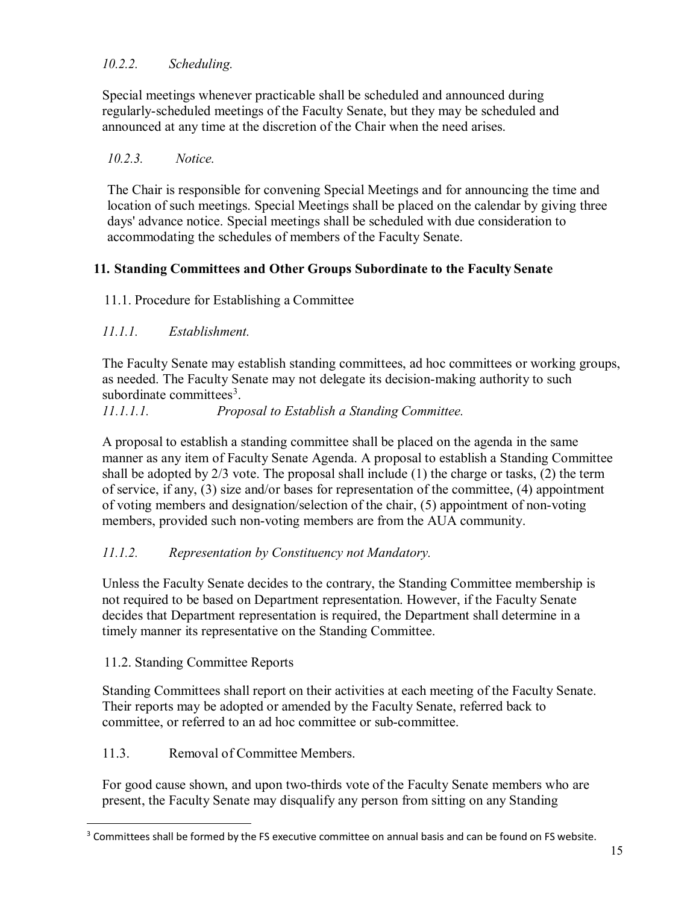*10.2.2. Scheduling.*

Special meetings whenever practicable shall be scheduled and announced during regularly-scheduled meetings of the Faculty Senate, but they may be scheduled and announced at any time at the discretion of the Chair when the need arises.

*10.2.3. Notice.*

The Chair is responsible for convening Special Meetings and for announcing the time and location of such meetings. Special Meetings shall be placed on the calendar by giving three days' advance notice. Special meetings shall be scheduled with due consideration to accommodating the schedules of members of the Faculty Senate.

## 11. Standing Committees and Other Groups Subordinate to the Faculty Senate

11.1. Procedure for Establishing a Committee

*11.1.1. Establishment.*

The Faculty Senate may establish standing committees, ad hoc committees or working groups, as needed. The Faculty Senate may not delegate its decision-making authority to such subordinate committees[3].

*11.1.1.1. Proposal to Establish a Standing Committee.*

A proposal to establish a standing committee shall be placed on the agenda in the same manner as any item of Faculty Senate Agenda. A proposal to establish a Standing Committee shall be adopted by 2/3 vote. The proposal shall include (1) the charge or tasks, (2) the term of service, if any, (3) size and/or bases for representation of the committee, (4) appointment of voting members and designation/selection of the chair, (5) appointment of non-voting members, provided such non-voting members are from the AUA community.

*11.1.2. Representation by Constituency not Mandatory.*

Unless the Faculty Senate decides to the contrary, the Standing Committee membership is not required to be based on Department representation. However, if the Faculty Senate decides that Department representation is required, the Department shall determine in a timely manner its representative on the Standing Committee.

11.2. Standing Committee Reports

Standing Committees shall report on their activities at each meeting of the Faculty Senate. Their reports may be adopted or amended by the Faculty Senate, referred back to committee, or referred to an ad hoc committee or sub-committee.

11.3. Removal of Committee Members.

For good cause shown, and upon two-thirds vote of the Faculty Senate members who are present, the Faculty Senate may disqualify any person from sitting on any Standing

[3] Committees shall be formed by the FS executive committee on annual basis and can be found on FS website.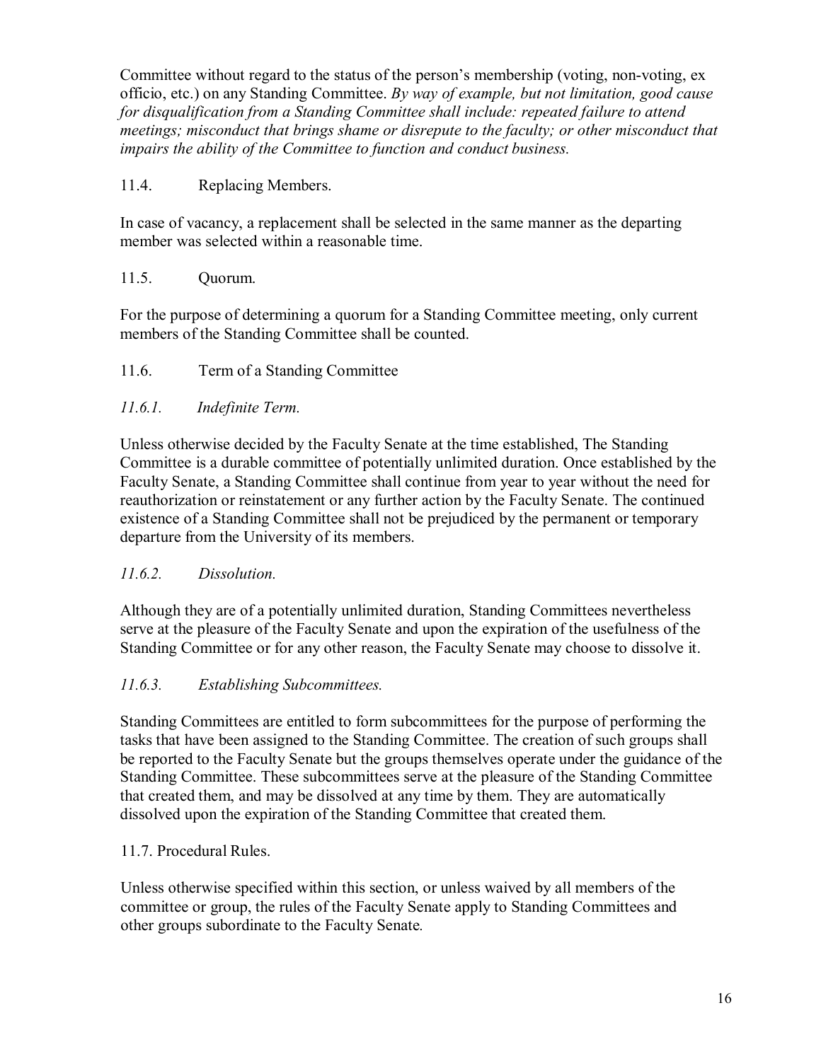Committee without regard to the status of the person's membership (voting, non-voting, ex officio, etc.) on any Standing Committee. *By way of example, but not limitation, good cause for disqualification from a Standing Committee shall include: repeated failure to attend meetings; misconduct that brings shame or disrepute to the faculty; or other misconduct that impairs the ability of the Committee to function and conduct business.*

11.4. Replacing Members.

In case of vacancy, a replacement shall be selected in the same manner as the departing member was selected within a reasonable time.

11.5. Quorum.

For the purpose of determining a quorum for a Standing Committee meeting, only current members of the Standing Committee shall be counted.

11.6. Term of a Standing Committee

*11.6.1. Indefinite Term.*

Unless otherwise decided by the Faculty Senate at the time established, The Standing Committee is a durable committee of potentially unlimited duration. Once established by the Faculty Senate, a Standing Committee shall continue from year to year without the need for reauthorization or reinstatement or any further action by the Faculty Senate. The continued existence of a Standing Committee shall not be prejudiced by the permanent or temporary departure from the University of its members.

*11.6.2. Dissolution.*

Although they are of a potentially unlimited duration, Standing Committees nevertheless serve at the pleasure of the Faculty Senate and upon the expiration of the usefulness of the Standing Committee or for any other reason, the Faculty Senate may choose to dissolve it.

*11.6.3. Establishing Subcommittees.*

Standing Committees are entitled to form subcommittees for the purpose of performing the tasks that have been assigned to the Standing Committee. The creation of such groups shall be reported to the Faculty Senate but the groups themselves operate under the guidance of the Standing Committee. These subcommittees serve at the pleasure of the Standing Committee that created them, and may be dissolved at any time by them. They are automatically dissolved upon the expiration of the Standing Committee that created them.

11.7. Procedural Rules.

Unless otherwise specified within this section, or unless waived by all members of the committee or group, the rules of the Faculty Senate apply to Standing Committees and other groups subordinate to the Faculty Senate.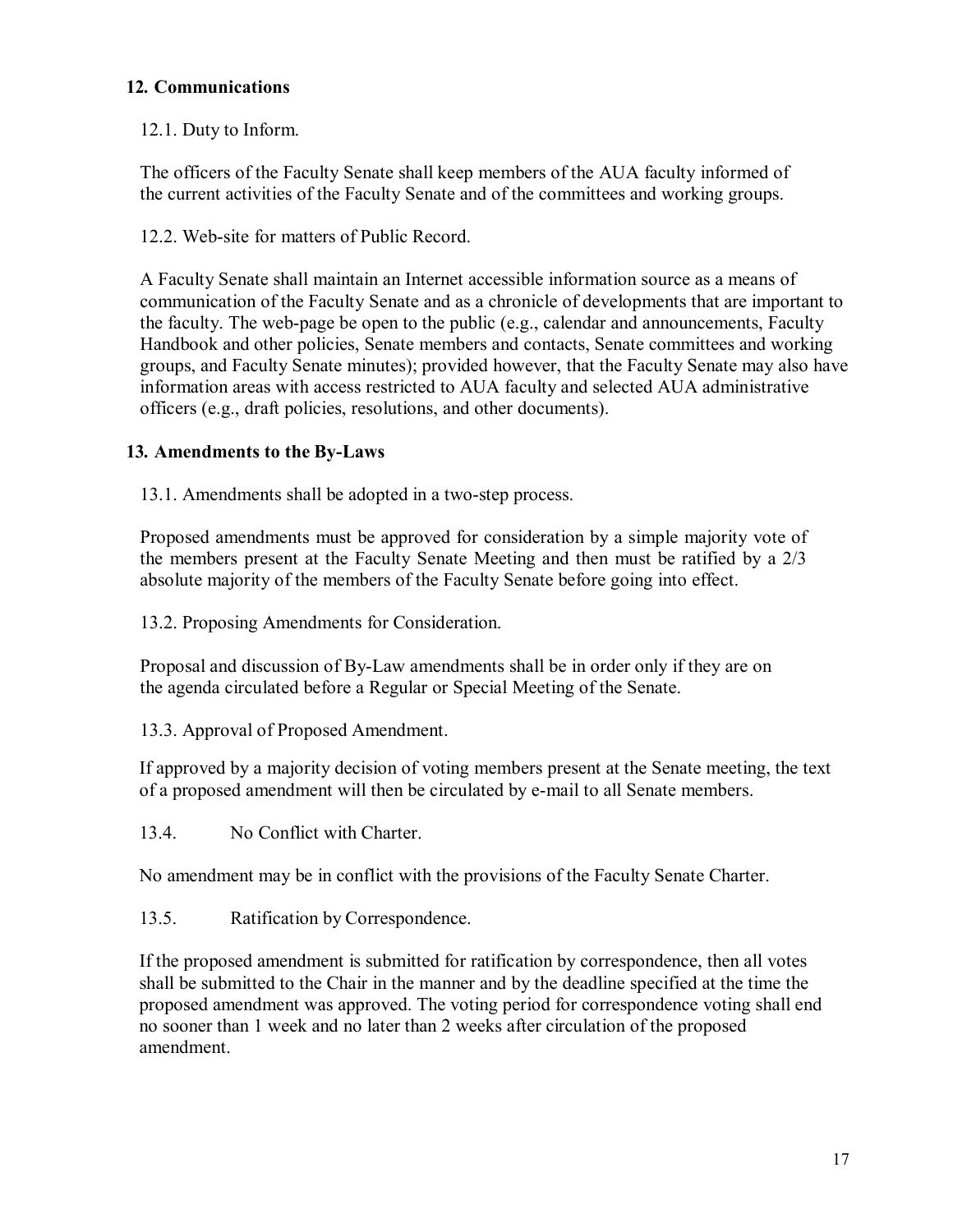## 12. Communications

12.1. Duty to Inform.

The officers of the Faculty Senate shall keep members of the AUA faculty informed of the current activities of the Faculty Senate and of the committees and working groups.

12.2. Web-site for matters of Public Record.

A Faculty Senate shall maintain an Internet accessible information source as a means of communication of the Faculty Senate and as a chronicle of developments that are important to the faculty. The web-page be open to the public (e.g., calendar and announcements, Faculty Handbook and other policies, Senate members and contacts, Senate committees and working groups, and Faculty Senate minutes); provided however, that the Faculty Senate may also have information areas with access restricted to AUA faculty and selected AUA administrative officers (e.g., draft policies, resolutions, and other documents).

## 13. Amendments to the By-Laws

13.1. Amendments shall be adopted in a two-step process.

Proposed amendments must be approved for consideration by a simple majority vote of the members present at the Faculty Senate Meeting and then must be ratified by a 2/3 absolute majority of the members of the Faculty Senate before going into effect.

13.2. Proposing Amendments for Consideration.

Proposal and discussion of By-Law amendments shall be in order only if they are on the agenda circulated before a Regular or Special Meeting of the Senate.

13.3. Approval of Proposed Amendment.

If approved by a majority decision of voting members present at the Senate meeting, the text of a proposed amendment will then be circulated by e-mail to all Senate members.

13.4. No Conflict with Charter.

No amendment may be in conflict with the provisions of the Faculty Senate Charter.

13.5. Ratification by Correspondence.

If the proposed amendment is submitted for ratification by correspondence, then all votes shall be submitted to the Chair in the manner and by the deadline specified at the time the proposed amendment was approved. The voting period for correspondence voting shall end no sooner than 1 week and no later than 2 weeks after circulation of the proposed amendment.